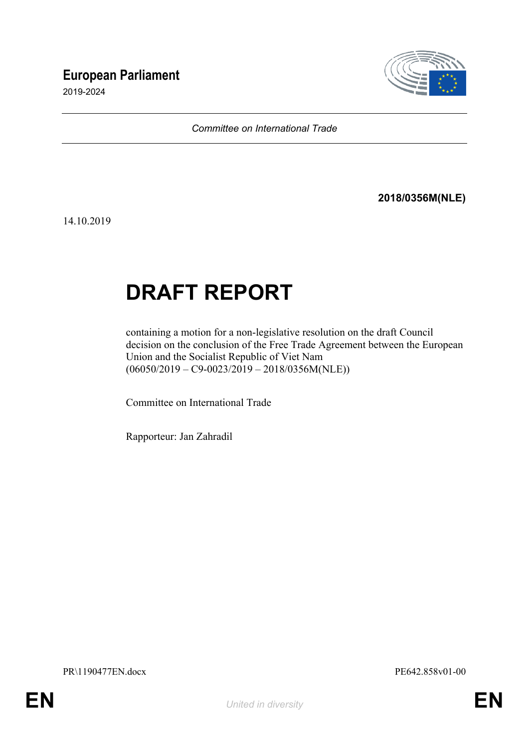**European Parliament**

2019-2024

*Committee on International Trade*

**2018/0356M(NLE)**

14.10.2019

# DRAFT REPORT

containing a motion for a non-legislative resolution on the draft Council decision on the conclusion of the Free Trade Agreement between the European Union and the Socialist Republic of Viet Nam
(06050/2019 – C9-0023/2019 – 2018/0356M(NLE))

Committee on International Trade

Rapporteur: Jan Zahradil

PR\1190477EN.docx PE642.858v01-00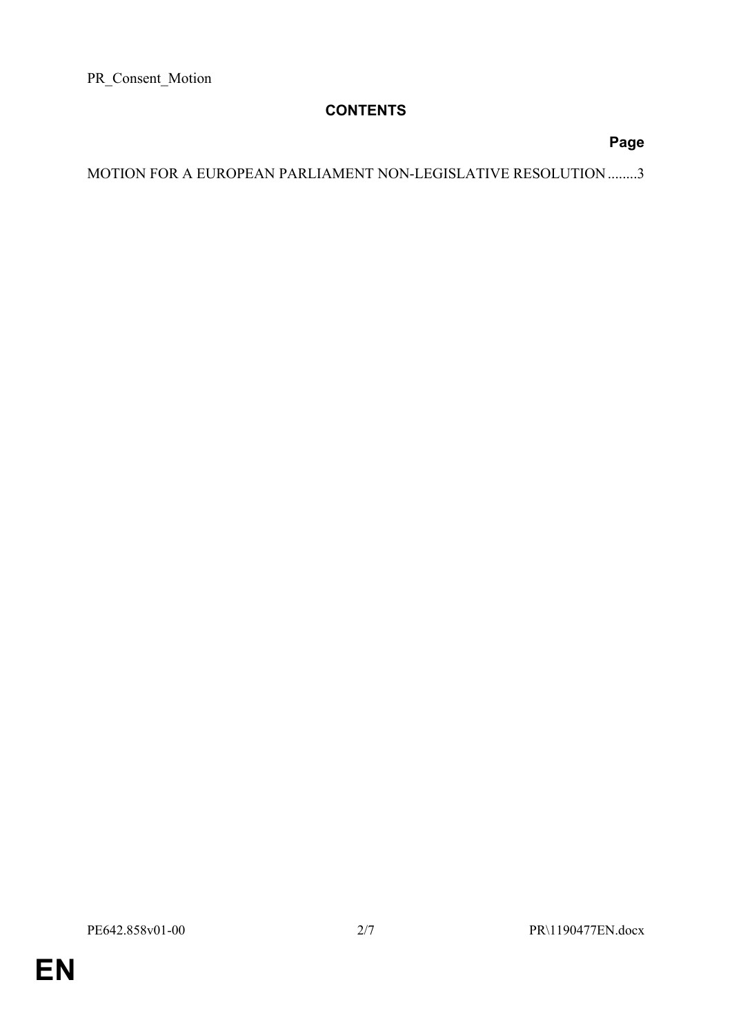PR_Consent_Motion

## CONTENTS

**Page**

MOTION FOR A EUROPEAN PARLIAMENT NON-LEGISLATIVE RESOLUTION........3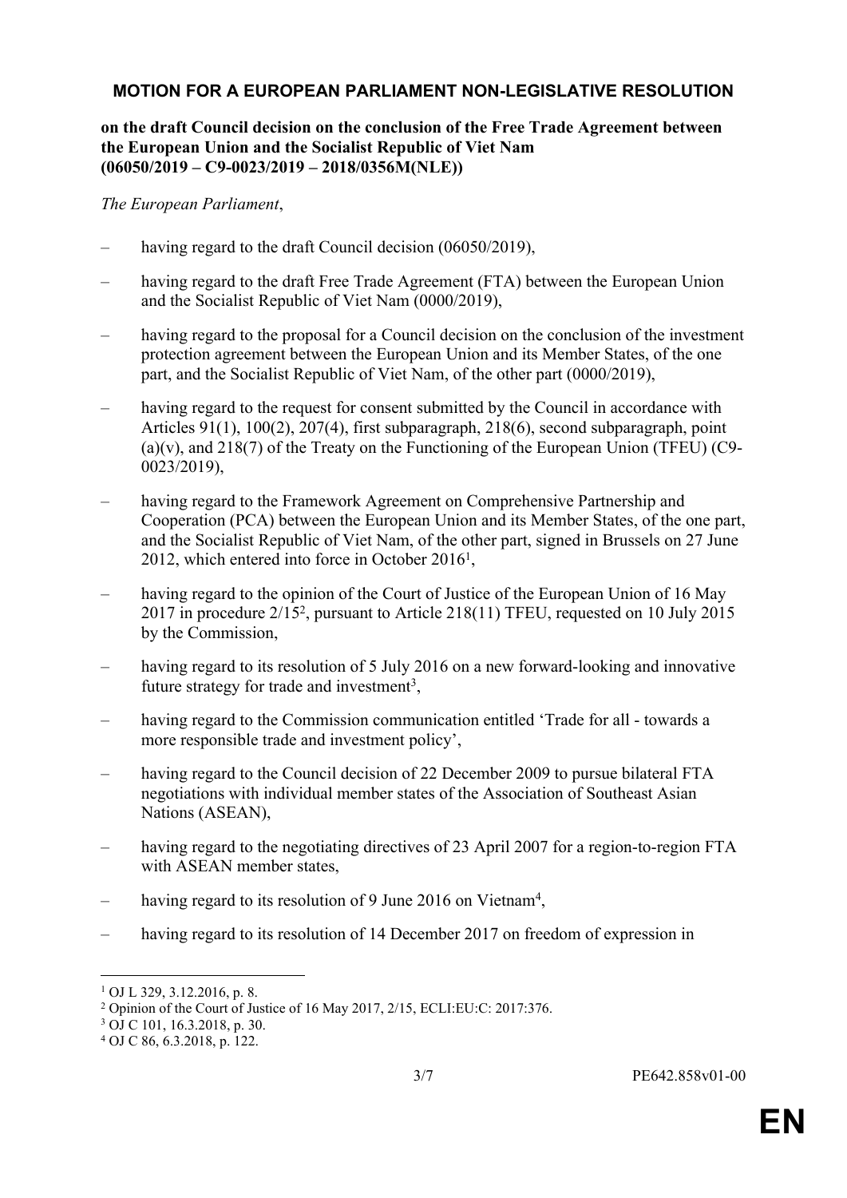## MOTION FOR A EUROPEAN PARLIAMENT NON-LEGISLATIVE RESOLUTION

**on the draft Council decision on the conclusion of the Free Trade Agreement between the European Union and the Socialist Republic of Viet Nam (06050/2019 – C9-0023/2019 – 2018/0356M(NLE))**

*The European Parliament*,

– having regard to the draft Council decision (06050/2019),

– having regard to the draft Free Trade Agreement (FTA) between the European Union and the Socialist Republic of Viet Nam (0000/2019),

– having regard to the proposal for a Council decision on the conclusion of the investment protection agreement between the European Union and its Member States, of the one part, and the Socialist Republic of Viet Nam, of the other part (0000/2019),

– having regard to the request for consent submitted by the Council in accordance with Articles 91(1), 100(2), 207(4), first subparagraph, 218(6), second subparagraph, point (a)(v), and 218(7) of the Treaty on the Functioning of the European Union (TFEU) (C9-0023/2019),

– having regard to the Framework Agreement on Comprehensive Partnership and Cooperation (PCA) between the European Union and its Member States, of the one part, and the Socialist Republic of Viet Nam, of the other part, signed in Brussels on 27 June 2012, which entered into force in October 2016[1],

– having regard to the opinion of the Court of Justice of the European Union of 16 May 2017 in procedure 2/15[2], pursuant to Article 218(11) TFEU, requested on 10 July 2015 by the Commission,

– having regard to its resolution of 5 July 2016 on a new forward-looking and innovative future strategy for trade and investment[3],

– having regard to the Commission communication entitled 'Trade for all - towards a more responsible trade and investment policy',

– having regard to the Council decision of 22 December 2009 to pursue bilateral FTA negotiations with individual member states of the Association of Southeast Asian Nations (ASEAN),

– having regard to the negotiating directives of 23 April 2007 for a region-to-region FTA with ASEAN member states,

– having regard to its resolution of 9 June 2016 on Vietnam[4],

– having regard to its resolution of 14 December 2017 on freedom of expression in

---

[1] OJ L 329, 3.12.2016, p. 8.

[2] Opinion of the Court of Justice of 16 May 2017, 2/15, ECLI:EU:C: 2017:376.

[3] OJ C 101, 16.3.2018, p. 30.

[4] OJ C 86, 6.3.2018, p. 122.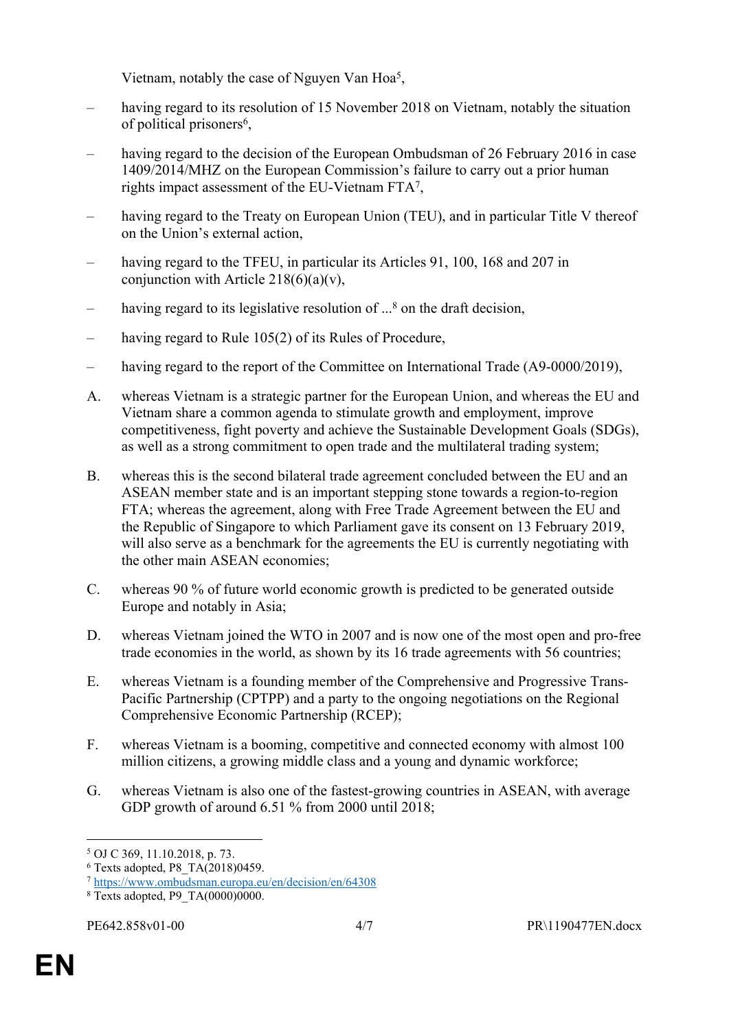Vietnam, notably the case of Nguyen Van Hoa[5],

– having regard to its resolution of 15 November 2018 on Vietnam, notably the situation of political prisoners[6],

– having regard to the decision of the European Ombudsman of 26 February 2016 in case 1409/2014/MHZ on the European Commission's failure to carry out a prior human rights impact assessment of the EU-Vietnam FTA[7],

– having regard to the Treaty on European Union (TEU), and in particular Title V thereof on the Union's external action,

– having regard to the TFEU, in particular its Articles 91, 100, 168 and 207 in conjunction with Article 218(6)(a)(v),

– having regard to its legislative resolution of ...[8] on the draft decision,

– having regard to Rule 105(2) of its Rules of Procedure,

– having regard to the report of the Committee on International Trade (A9-0000/2019),

A. whereas Vietnam is a strategic partner for the European Union, and whereas the EU and Vietnam share a common agenda to stimulate growth and employment, improve competitiveness, fight poverty and achieve the Sustainable Development Goals (SDGs), as well as a strong commitment to open trade and the multilateral trading system;

B. whereas this is the second bilateral trade agreement concluded between the EU and an ASEAN member state and is an important stepping stone towards a region-to-region FTA; whereas the agreement, along with Free Trade Agreement between the EU and the Republic of Singapore to which Parliament gave its consent on 13 February 2019, will also serve as a benchmark for the agreements the EU is currently negotiating with the other main ASEAN economies;

C. whereas 90 % of future world economic growth is predicted to be generated outside Europe and notably in Asia;

D. whereas Vietnam joined the WTO in 2007 and is now one of the most open and pro-free trade economies in the world, as shown by its 16 trade agreements with 56 countries;

E. whereas Vietnam is a founding member of the Comprehensive and Progressive Trans-Pacific Partnership (CPTPP) and a party to the ongoing negotiations on the Regional Comprehensive Economic Partnership (RCEP);

F. whereas Vietnam is a booming, competitive and connected economy with almost 100 million citizens, a growing middle class and a young and dynamic workforce;

G. whereas Vietnam is also one of the fastest-growing countries in ASEAN, with average GDP growth of around 6.51 % from 2000 until 2018;

---

[5] OJ C 369, 11.10.2018, p. 73.

[6] Texts adopted, P8_TA(2018)0459.

[7] https://www.ombudsman.europa.eu/en/decision/en/64308

[8] Texts adopted, P9_TA(0000)0000.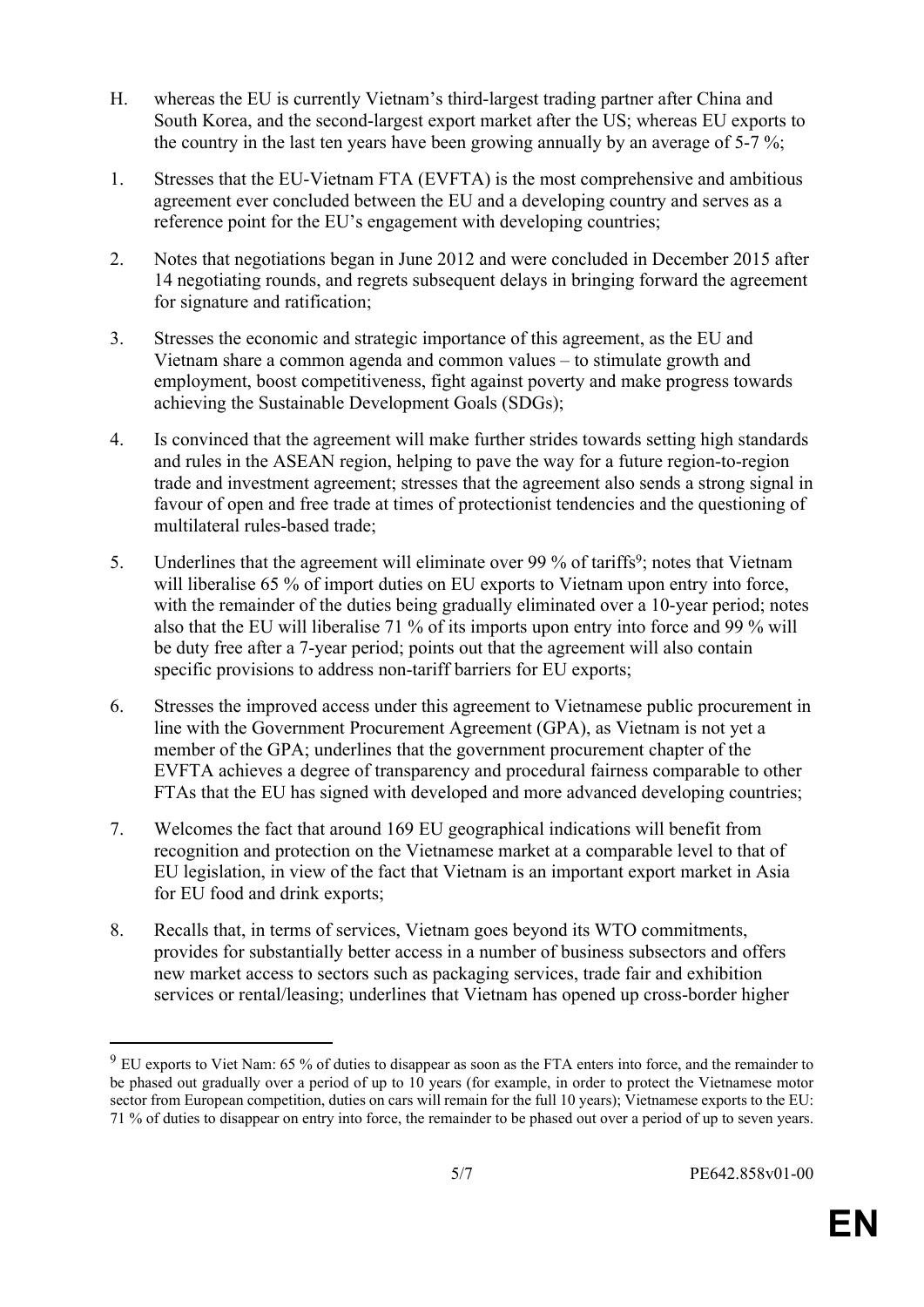H. whereas the EU is currently Vietnam's third-largest trading partner after China and South Korea, and the second-largest export market after the US; whereas EU exports to the country in the last ten years have been growing annually by an average of 5-7 %;

1. Stresses that the EU-Vietnam FTA (EVFTA) is the most comprehensive and ambitious agreement ever concluded between the EU and a developing country and serves as a reference point for the EU's engagement with developing countries;

2. Notes that negotiations began in June 2012 and were concluded in December 2015 after 14 negotiating rounds, and regrets subsequent delays in bringing forward the agreement for signature and ratification;

3. Stresses the economic and strategic importance of this agreement, as the EU and Vietnam share a common agenda and common values – to stimulate growth and employment, boost competitiveness, fight against poverty and make progress towards achieving the Sustainable Development Goals (SDGs);

4. Is convinced that the agreement will make further strides towards setting high standards and rules in the ASEAN region, helping to pave the way for a future region-to-region trade and investment agreement; stresses that the agreement also sends a strong signal in favour of open and free trade at times of protectionist tendencies and the questioning of multilateral rules-based trade;

5. Underlines that the agreement will eliminate over 99 % of tariffs[9]; notes that Vietnam will liberalise 65 % of import duties on EU exports to Vietnam upon entry into force, with the remainder of the duties being gradually eliminated over a 10-year period; notes also that the EU will liberalise 71 % of its imports upon entry into force and 99 % will be duty free after a 7-year period; points out that the agreement will also contain specific provisions to address non-tariff barriers for EU exports;

6. Stresses the improved access under this agreement to Vietnamese public procurement in line with the Government Procurement Agreement (GPA), as Vietnam is not yet a member of the GPA; underlines that the government procurement chapter of the EVFTA achieves a degree of transparency and procedural fairness comparable to other FTAs that the EU has signed with developed and more advanced developing countries;

7. Welcomes the fact that around 169 EU geographical indications will benefit from recognition and protection on the Vietnamese market at a comparable level to that of EU legislation, in view of the fact that Vietnam is an important export market in Asia for EU food and drink exports;

8. Recalls that, in terms of services, Vietnam goes beyond its WTO commitments, provides for substantially better access in a number of business subsectors and offers new market access to sectors such as packaging services, trade fair and exhibition services or rental/leasing; underlines that Vietnam has opened up cross-border higher

---

[9] EU exports to Viet Nam: 65 % of duties to disappear as soon as the FTA enters into force, and the remainder to be phased out gradually over a period of up to 10 years (for example, in order to protect the Vietnamese motor sector from European competition, duties on cars will remain for the full 10 years); Vietnamese exports to the EU: 71 % of duties to disappear on entry into force, the remainder to be phased out over a period of up to seven years.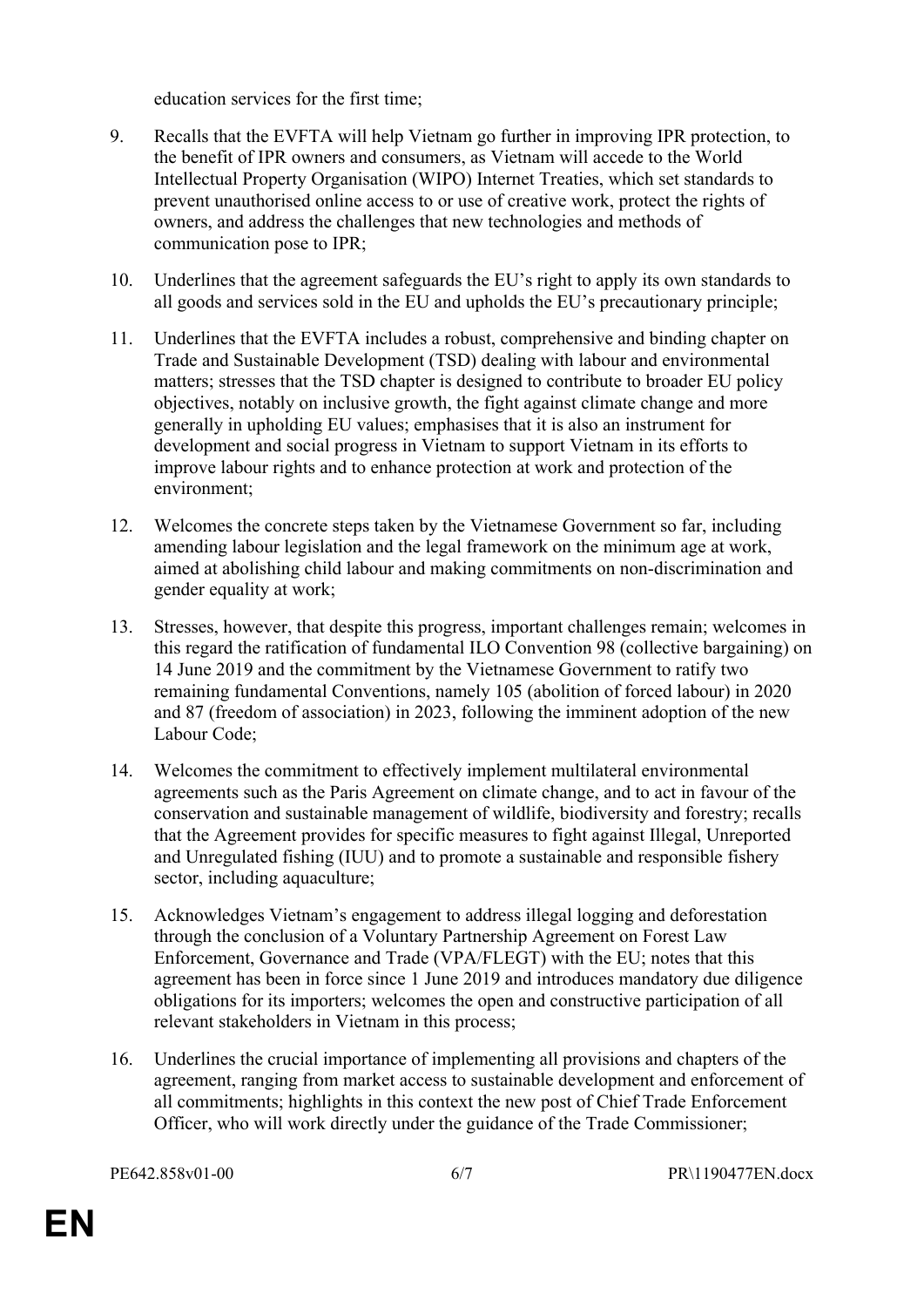education services for the first time;

9. Recalls that the EVFTA will help Vietnam go further in improving IPR protection, to the benefit of IPR owners and consumers, as Vietnam will accede to the World Intellectual Property Organisation (WIPO) Internet Treaties, which set standards to prevent unauthorised online access to or use of creative work, protect the rights of owners, and address the challenges that new technologies and methods of communication pose to IPR;

10. Underlines that the agreement safeguards the EU's right to apply its own standards to all goods and services sold in the EU and upholds the EU's precautionary principle;

11. Underlines that the EVFTA includes a robust, comprehensive and binding chapter on Trade and Sustainable Development (TSD) dealing with labour and environmental matters; stresses that the TSD chapter is designed to contribute to broader EU policy objectives, notably on inclusive growth, the fight against climate change and more generally in upholding EU values; emphasises that it is also an instrument for development and social progress in Vietnam to support Vietnam in its efforts to improve labour rights and to enhance protection at work and protection of the environment;

12. Welcomes the concrete steps taken by the Vietnamese Government so far, including amending labour legislation and the legal framework on the minimum age at work, aimed at abolishing child labour and making commitments on non-discrimination and gender equality at work;

13. Stresses, however, that despite this progress, important challenges remain; welcomes in this regard the ratification of fundamental ILO Convention 98 (collective bargaining) on 14 June 2019 and the commitment by the Vietnamese Government to ratify two remaining fundamental Conventions, namely 105 (abolition of forced labour) in 2020 and 87 (freedom of association) in 2023, following the imminent adoption of the new Labour Code;

14. Welcomes the commitment to effectively implement multilateral environmental agreements such as the Paris Agreement on climate change, and to act in favour of the conservation and sustainable management of wildlife, biodiversity and forestry; recalls that the Agreement provides for specific measures to fight against Illegal, Unreported and Unregulated fishing (IUU) and to promote a sustainable and responsible fishery sector, including aquaculture;

15. Acknowledges Vietnam's engagement to address illegal logging and deforestation through the conclusion of a Voluntary Partnership Agreement on Forest Law Enforcement, Governance and Trade (VPA/FLEGT) with the EU; notes that this agreement has been in force since 1 June 2019 and introduces mandatory due diligence obligations for its importers; welcomes the open and constructive participation of all relevant stakeholders in Vietnam in this process;

16. Underlines the crucial importance of implementing all provisions and chapters of the agreement, ranging from market access to sustainable development and enforcement of all commitments; highlights in this context the new post of Chief Trade Enforcement Officer, who will work directly under the guidance of the Trade Commissioner;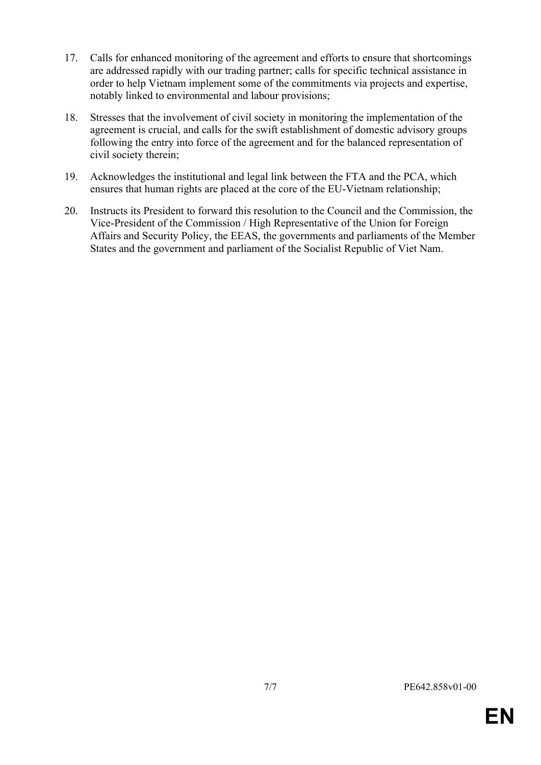17. Calls for enhanced monitoring of the agreement and efforts to ensure that shortcomings are addressed rapidly with our trading partner; calls for specific technical assistance in order to help Vietnam implement some of the commitments via projects and expertise, notably linked to environmental and labour provisions;

18. Stresses that the involvement of civil society in monitoring the implementation of the agreement is crucial, and calls for the swift establishment of domestic advisory groups following the entry into force of the agreement and for the balanced representation of civil society therein;

19. Acknowledges the institutional and legal link between the FTA and the PCA, which ensures that human rights are placed at the core of the EU-Vietnam relationship;

20. Instructs its President to forward this resolution to the Council and the Commission, the Vice-President of the Commission / High Representative of the Union for Foreign Affairs and Security Policy, the EEAS, the governments and parliaments of the Member States and the government and parliament of the Socialist Republic of Viet Nam.